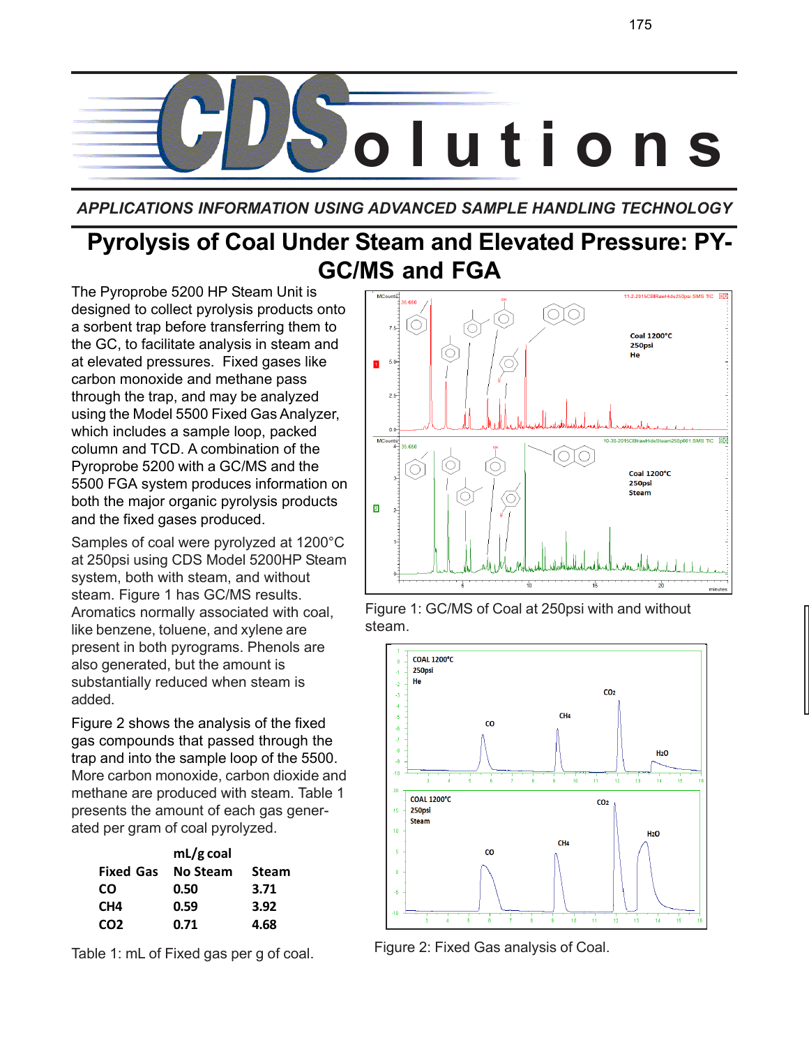# CDSolutions

*APPLICATIONS INFORMATION USING ADVANCED SAMPLE HANDLING TECHNOLOGY*

## Pyrolysis of Coal Under Steam and Elevated Pressure: PY-GC/MS and FGA

The Pyroprobe 5200 HP Steam Unit is designed to collect pyrolysis products onto a sorbent trap before transferring them to the GC, to facilitate analysis in steam and at elevated pressures. Fixed gases like carbon monoxide and methane pass through the trap, and may be analyzed using the Model 5500 Fixed Gas Analyzer, which includes a sample loop, packed column and TCD. A combination of the Pyroprobe 5200 with a GC/MS and the 5500 FGA system produces information on both the major organic pyrolysis products and the fixed gases produced.

Samples of coal were pyrolyzed at 1200°C at 250psi using CDS Model 5200HP Steam system, both with steam, and without steam. Figure 1 has GC/MS results. Aromatics normally associated with coal, like benzene, toluene, and xylene are present in both pyrograms. Phenols are also generated, but the amount is substantially reduced when steam is added.

Figure 2 shows the analysis of the fixed gas compounds that passed through the trap and into the sample loop of the 5500. More carbon monoxide, carbon dioxide and methane are produced with steam. Table 1 presents the amount of each gas generated per gram of coal pyrolyzed.

| | mL/g coal | |
|---|---|---|
| Fixed Gas | No Steam | Steam |
| CO | 0.50 | 3.71 |
| $CH_4$ | 0.59 | 3.92 |
| $CO_2$ | 0.71 | 4.68 |

Table 1: mL of Fixed gas per g of coal.

Figure 1: GC/MS of Coal at 250psi with and without steam.

Figure 2: Fixed Gas analysis of Coal.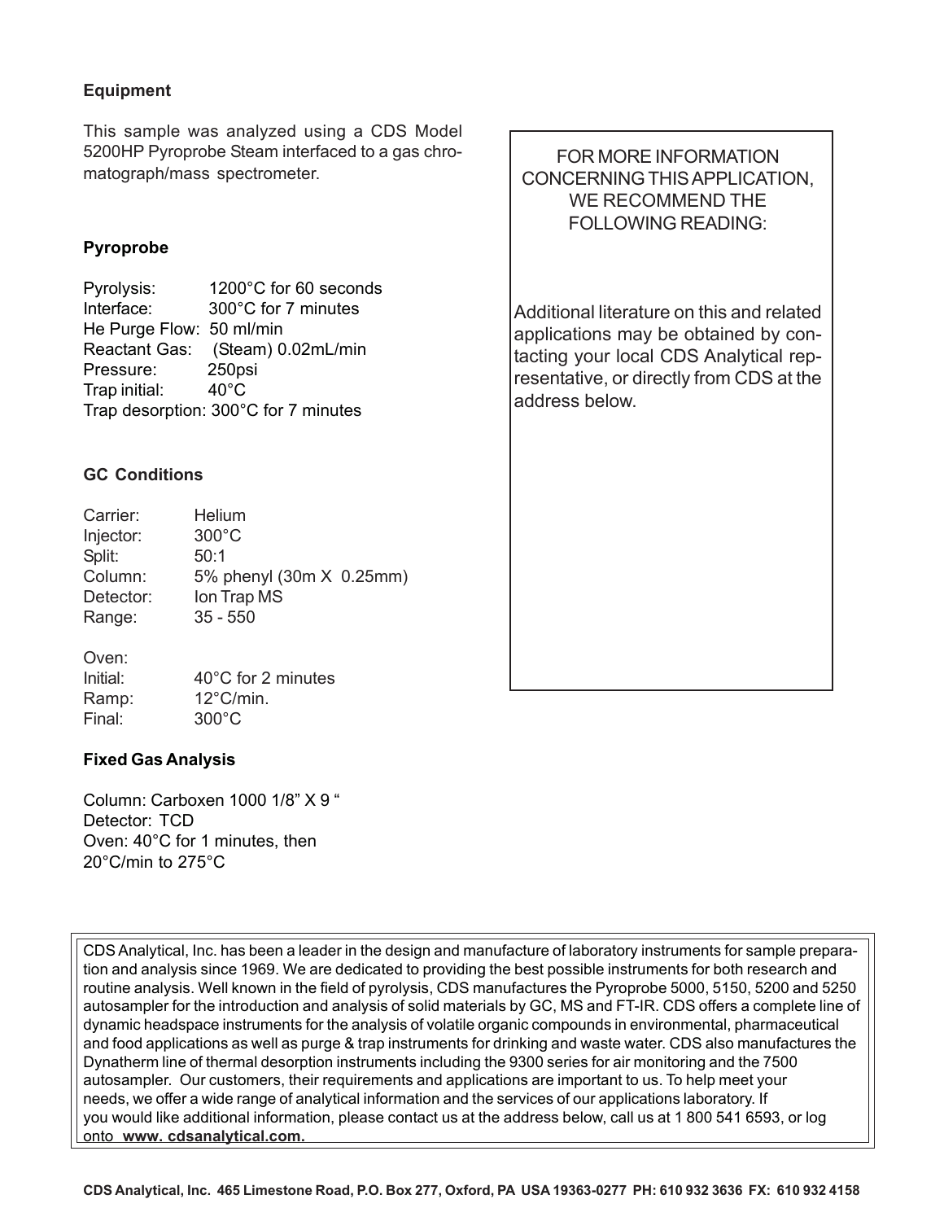### Equipment

This sample was analyzed using a CDS Model 5200HP Pyroprobe Steam interfaced to a gas chromatograph/mass spectrometer.

### Pyroprobe

Pyrolysis: 1200°C for 60 seconds
Interface: 300°C for 7 minutes
He Purge Flow: 50 ml/min
Reactant Gas: (Steam) 0.02mL/min
Pressure: 250psi
Trap initial: 40°C
Trap desorption: 300°C for 7 minutes

### GC Conditions

Carrier: Helium
Injector: 300°C
Split: 50:1
Column: 5% phenyl (30m X 0.25mm)
Detector: Ion Trap MS
Range: 35 - 550

Oven:
Initial: 40°C for 2 minutes
Ramp: 12°C/min.
Final: 300°C

### Fixed Gas Analysis

Column: Carboxen 1000 1/8" X 9 "
Detector: TCD
Oven: 40°C for 1 minutes, then 20°C/min to 275°C

FOR MORE INFORMATION CONCERNING THIS APPLICATION, WE RECOMMEND THE FOLLOWING READING:

Additional literature on this and related applications may be obtained by contacting your local CDS Analytical representative, or directly from CDS at the address below.

CDS Analytical, Inc. has been a leader in the design and manufacture of laboratory instruments for sample preparation and analysis since 1969. We are dedicated to providing the best possible instruments for both research and routine analysis. Well known in the field of pyrolysis, CDS manufactures the Pyroprobe 5000, 5150, 5200 and 5250 autosampler for the introduction and analysis of solid materials by GC, MS and FT-IR. CDS offers a complete line of dynamic headspace instruments for the analysis of volatile organic compounds in environmental, pharmaceutical and food applications as well as purge & trap instruments for drinking and waste water. CDS also manufactures the Dynatherm line of thermal desorption instruments including the 9300 series for air monitoring and the 7500 autosampler. Our customers, their requirements and applications are important to us. To help meet your needs, we offer a wide range of analytical information and the services of our applications laboratory. If you would like additional information, please contact us at the address below, call us at 1 800 541 6593, or log onto **www. cdsanalytical.com.**

**CDS Analytical, Inc. 465 Limestone Road, P.O. Box 277, Oxford, PA USA 19363-0277 PH: 610 932 3636 FX: 610 932 4158**